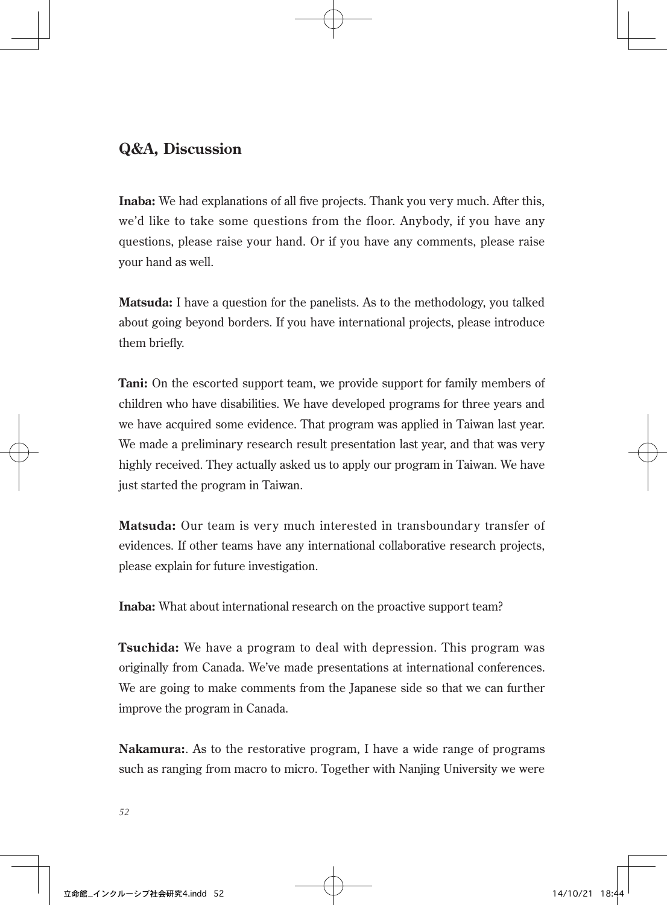## Q&A, Discussion

**Inaba:** We had explanations of all five projects. Thank you very much. After this, we'd like to take some questions from the floor. Anybody, if you have any questions, please raise your hand. Or if you have any comments, please raise your hand as well.

**Matsuda:** I have a question for the panelists. As to the methodology, you talked about going beyond borders. If you have international projects, please introduce them briefly.

**Tani:** On the escorted support team, we provide support for family members of children who have disabilities. We have developed programs for three years and we have acquired some evidence. That program was applied in Taiwan last year. We made a preliminary research result presentation last year, and that was very highly received. They actually asked us to apply our program in Taiwan. We have just started the program in Taiwan.

**Matsuda:** Our team is very much interested in transboundary transfer of evidences. If other teams have any international collaborative research projects, please explain for future investigation.

**Inaba:** What about international research on the proactive support team?

**Tsuchida:** We have a program to deal with depression. This program was originally from Canada. We've made presentations at international conferences. We are going to make comments from the Japanese side so that we can further improve the program in Canada.

**Nakamura:**. As to the restorative program, I have a wide range of programs such as ranging from macro to micro. Together with Nanjing University we were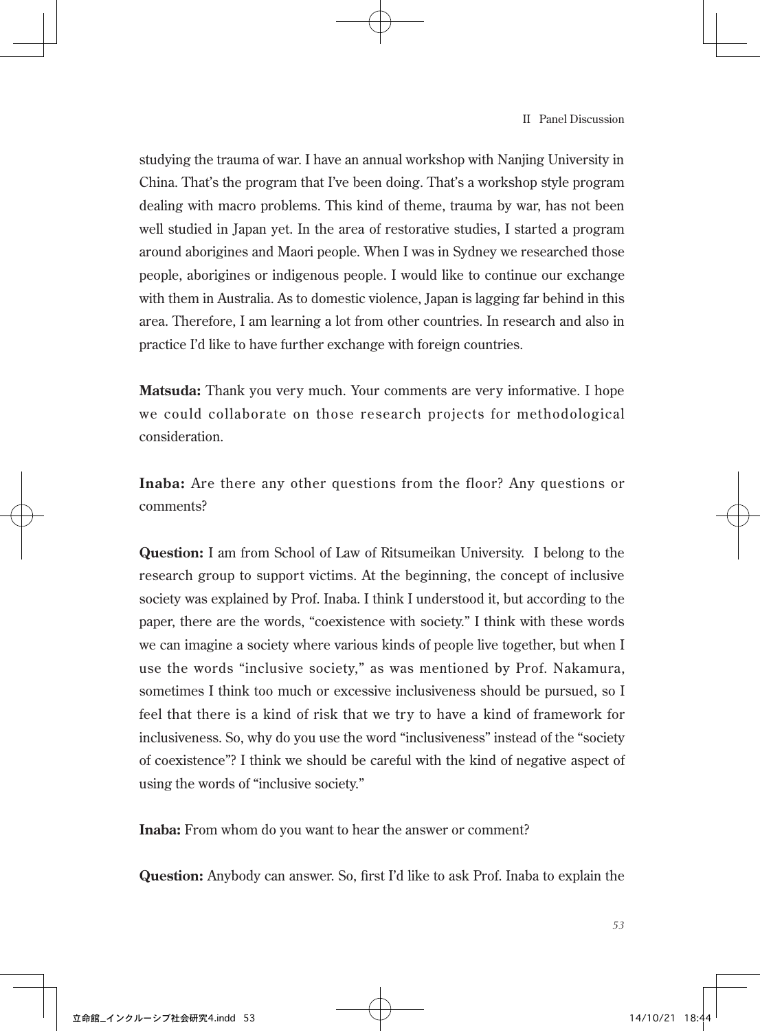studying the trauma of war. I have an annual workshop with Nanjing University in China. That's the program that I've been doing. That's a workshop style program dealing with macro problems. This kind of theme, trauma by war, has not been well studied in Japan yet. In the area of restorative studies, I started a program around aborigines and Maori people. When I was in Sydney we researched those people, aborigines or indigenous people. I would like to continue our exchange with them in Australia. As to domestic violence, Japan is lagging far behind in this area. Therefore, I am learning a lot from other countries. In research and also in practice I'd like to have further exchange with foreign countries.

**Matsuda:** Thank you very much. Your comments are very informative. I hope we could collaborate on those research projects for methodological consideration.

**Inaba:** Are there any other questions from the floor? Any questions or comments?

**Question:** I am from School of Law of Ritsumeikan University. I belong to the research group to support victims. At the beginning, the concept of inclusive society was explained by Prof. Inaba. I think I understood it, but according to the paper, there are the words, "coexistence with society." I think with these words we can imagine a society where various kinds of people live together, but when I use the words "inclusive society," as was mentioned by Prof. Nakamura, sometimes I think too much or excessive inclusiveness should be pursued, so I feel that there is a kind of risk that we try to have a kind of framework for inclusiveness. So, why do you use the word "inclusiveness" instead of the "society of coexistence"? I think we should be careful with the kind of negative aspect of using the words of "inclusive society."

**Inaba:** From whom do you want to hear the answer or comment?

**Question:** Anybody can answer. So, first I'd like to ask Prof. Inaba to explain the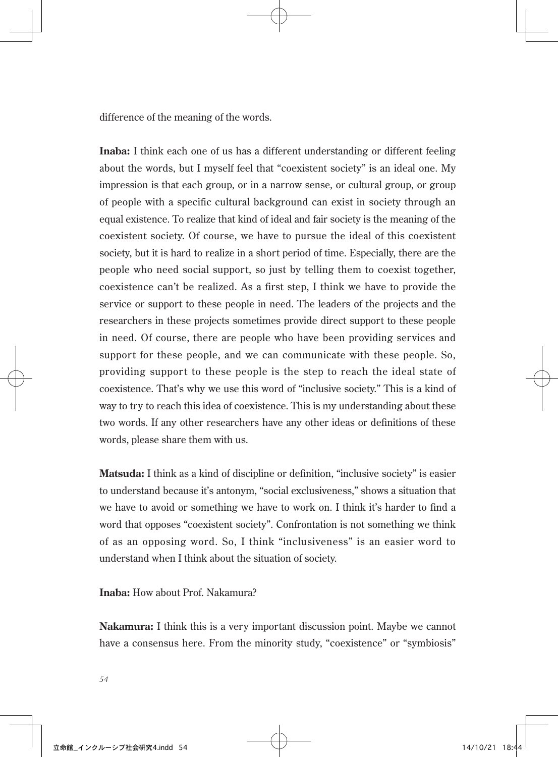difference of the meaning of the words.

**Inaba:** I think each one of us has a different understanding or different feeling about the words, but I myself feel that "coexistent society" is an ideal one. My impression is that each group, or in a narrow sense, or cultural group, or group of people with a specific cultural background can exist in society through an equal existence. To realize that kind of ideal and fair society is the meaning of the coexistent society. Of course, we have to pursue the ideal of this coexistent society, but it is hard to realize in a short period of time. Especially, there are the people who need social support, so just by telling them to coexist together, coexistence can't be realized. As a first step, I think we have to provide the service or support to these people in need. The leaders of the projects and the researchers in these projects sometimes provide direct support to these people in need. Of course, there are people who have been providing services and support for these people, and we can communicate with these people. So, providing support to these people is the step to reach the ideal state of coexistence. That's why we use this word of "inclusive society." This is a kind of way to try to reach this idea of coexistence. This is my understanding about these two words. If any other researchers have any other ideas or definitions of these words, please share them with us.

**Matsuda:** I think as a kind of discipline or definition, "inclusive society" is easier to understand because it's antonym, "social exclusiveness," shows a situation that we have to avoid or something we have to work on. I think it's harder to find a word that opposes "coexistent society". Confrontation is not something we think of as an opposing word. So, I think "inclusiveness" is an easier word to understand when I think about the situation of society.

**Inaba:** How about Prof. Nakamura?

**Nakamura:** I think this is a very important discussion point. Maybe we cannot have a consensus here. From the minority study, "coexistence" or "symbiosis"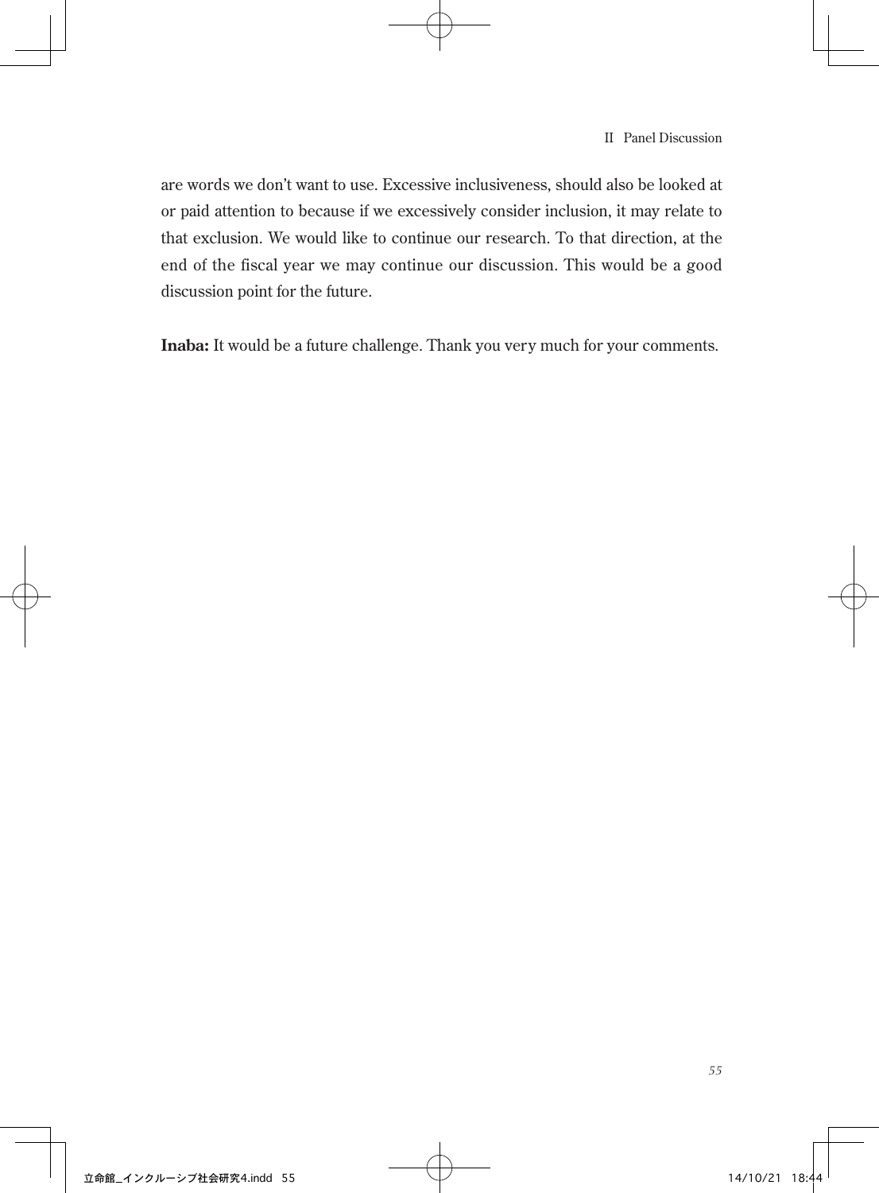are words we don't want to use. Excessive inclusiveness, should also be looked at or paid attention to because if we excessively consider inclusion, it may relate to that exclusion. We would like to continue our research. To that direction, at the end of the fiscal year we may continue our discussion. This would be a good discussion point for the future.

**Inaba:** It would be a future challenge. Thank you very much for your comments.